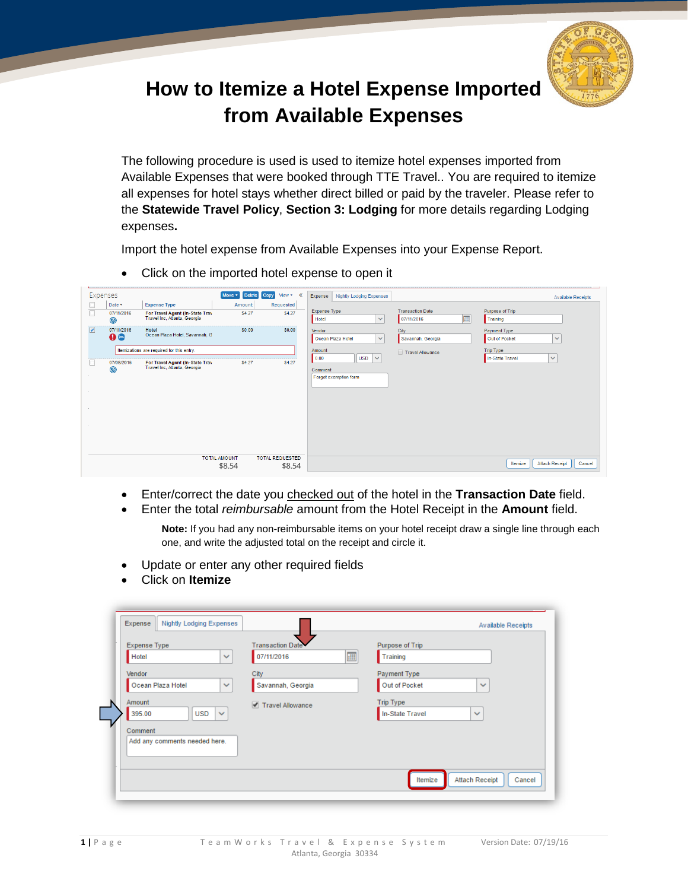# How to Itemize a Hotel Expense Imported from Available Expenses

The following procedure is used is used to itemize hotel expenses imported from Available Expenses that were booked through TTE Travel.. You are required to itemize all expenses for hotel stays whether direct billed or paid by the traveler. Please refer to the **Statewide Travel Policy**, **Section 3: Lodging** for more details regarding Lodging expenses**.**

Import the hotel expense from Available Expenses into your Expense Report.

- Click on the imported hotel expense to open it

- Enter/correct the date you checked out of the hotel in the **Transaction Date** field.
- Enter the total *reimbursable* amount from the Hotel Receipt in the **Amount** field.

  **Note:** If you had any non-reimbursable items on your hotel receipt draw a single line through each one, and write the adjusted total on the receipt and circle it.

- Update or enter any other required fields
- Click on **Itemize**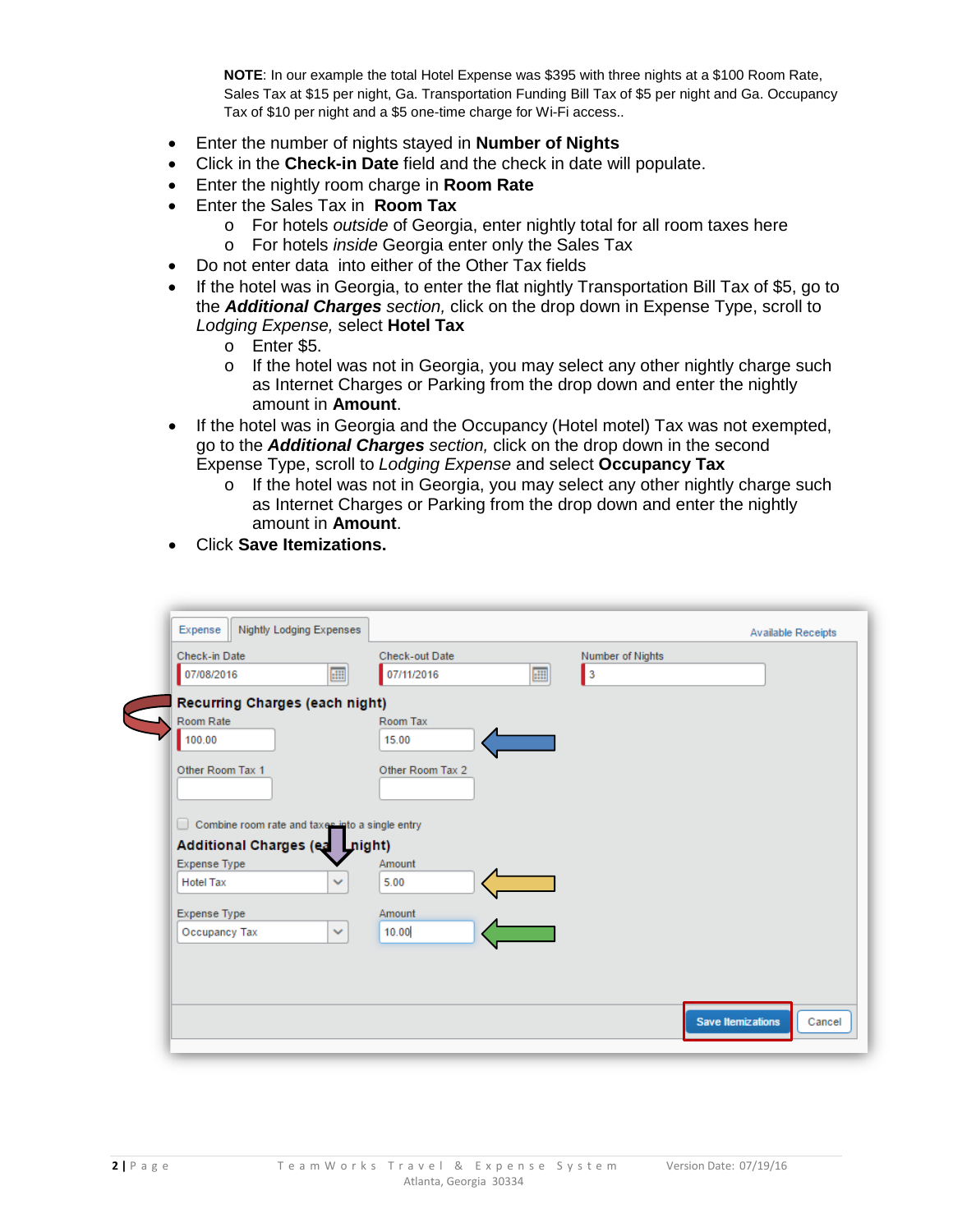**NOTE**: In our example the total Hotel Expense was $395 with three nights at a $100 Room Rate, Sales Tax at $15 per night, Ga. Transportation Funding Bill Tax of $5 per night and Ga. Occupancy Tax of $10 per night and a $5 one-time charge for Wi-Fi access..

- Enter the number of nights stayed in **Number of Nights**
- Click in the **Check-in Date** field and the check in date will populate.
- Enter the nightly room charge in **Room Rate**
- Enter the Sales Tax in **Room Tax**
  - For hotels *outside* of Georgia, enter nightly total for all room taxes here
  - For hotels *inside* Georgia enter only the Sales Tax
- Do not enter data into either of the Other Tax fields
- If the hotel was in Georgia, to enter the flat nightly Transportation Bill Tax of $5, go to the ***Additional Charges*** *section,* click on the drop down in Expense Type, scroll to *Lodging Expense,* select **Hotel Tax**
  - Enter $5.
  - If the hotel was not in Georgia, you may select any other nightly charge such as Internet Charges or Parking from the drop down and enter the nightly amount in **Amount**.
- If the hotel was in Georgia and the Occupancy (Hotel motel) Tax was not exempted, go to the ***Additional Charges*** *section,* click on the drop down in the second Expense Type, scroll to *Lodging Expense* and select **Occupancy Tax**
  - If the hotel was not in Georgia, you may select any other nightly charge such as Internet Charges or Parking from the drop down and enter the nightly amount in **Amount**.
- Click **Save Itemizations.**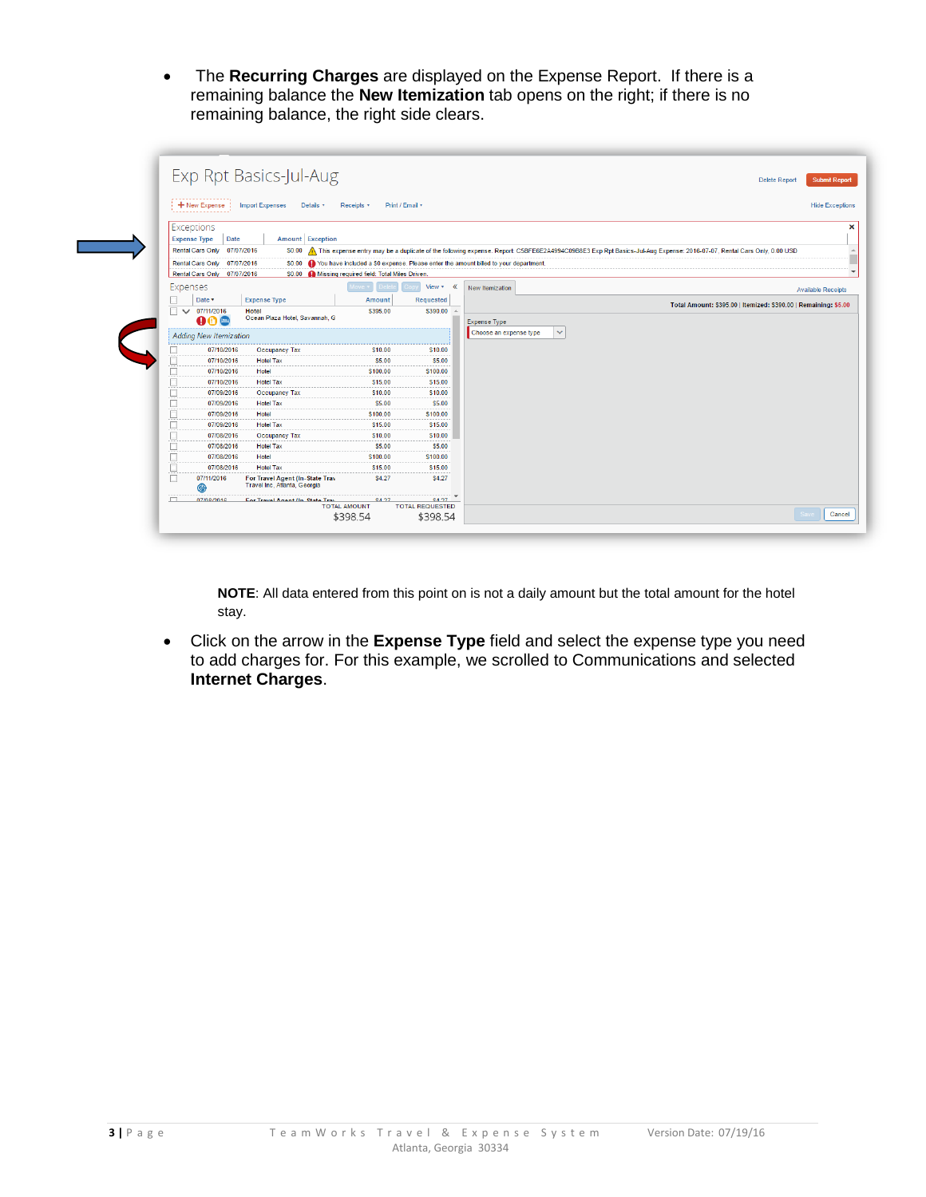- The **Recurring Charges** are displayed on the Expense Report. If there is a remaining balance the **New Itemization** tab opens on the right; if there is no remaining balance, the right side clears.

**NOTE**: All data entered from this point on is not a daily amount but the total amount for the hotel stay.

- Click on the arrow in the **Expense Type** field and select the expense type you need to add charges for. For this example, we scrolled to Communications and selected **Internet Charges**.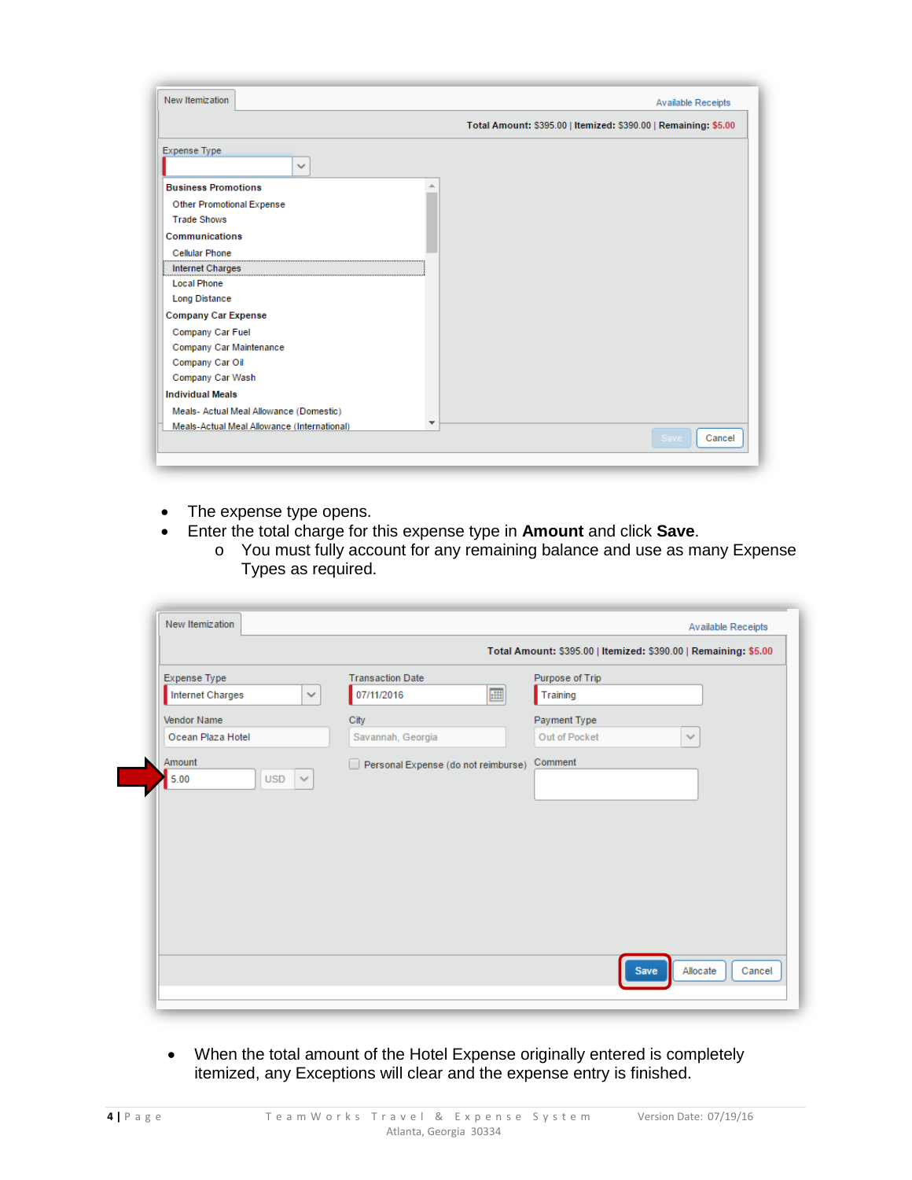- The expense type opens.
- Enter the total charge for this expense type in **Amount** and click **Save**.
  - You must fully account for any remaining balance and use as many Expense Types as required.

- When the total amount of the Hotel Expense originally entered is completely itemized, any Exceptions will clear and the expense entry is finished.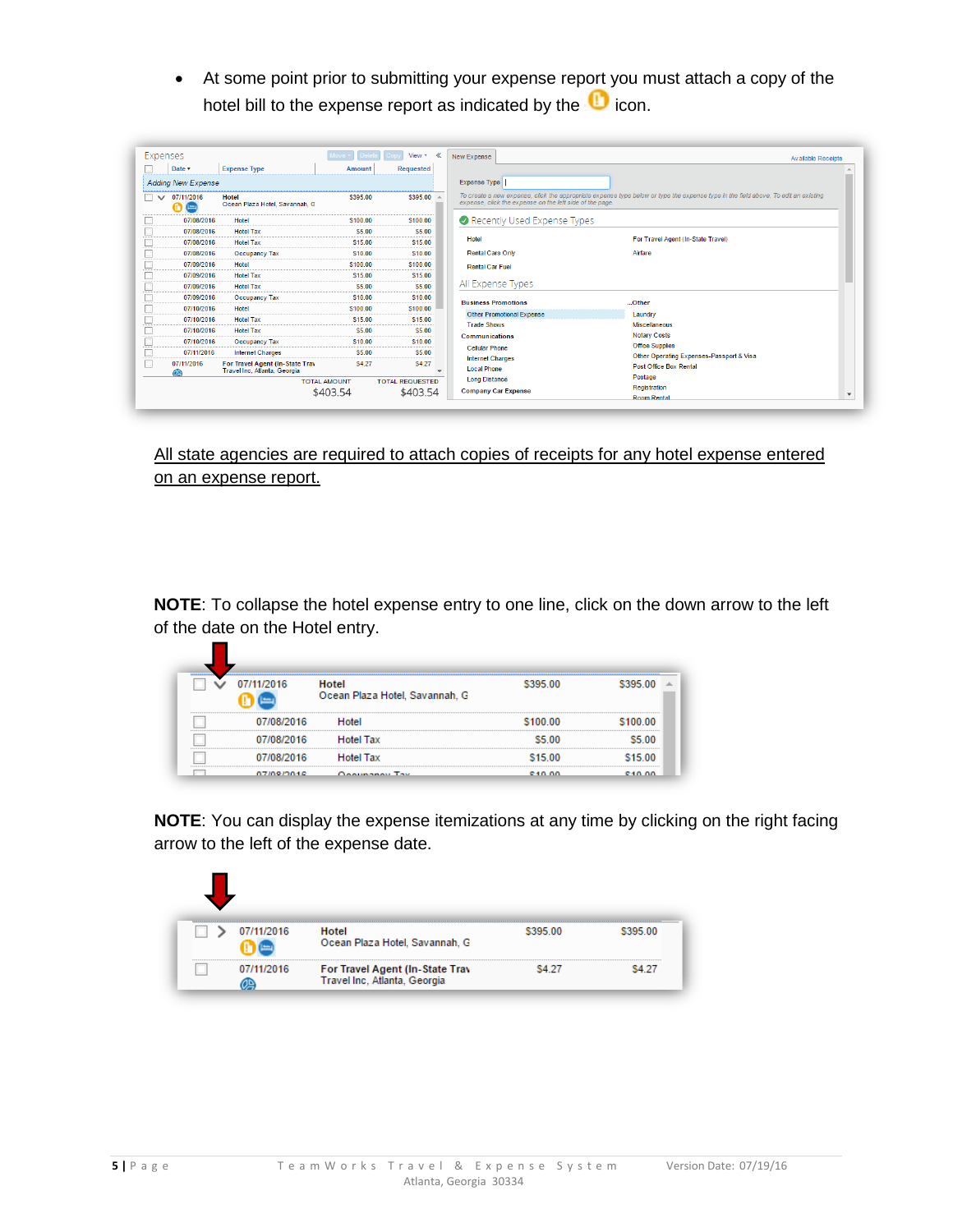- At some point prior to submitting your expense report you must attach a copy of the hotel bill to the expense report as indicated by the icon.

All state agencies are required to attach copies of receipts for any hotel expense entered on an expense report.

**NOTE**: To collapse the hotel expense entry to one line, click on the down arrow to the left of the date on the Hotel entry.

**NOTE**: You can display the expense itemizations at any time by clicking on the right facing arrow to the left of the expense date.